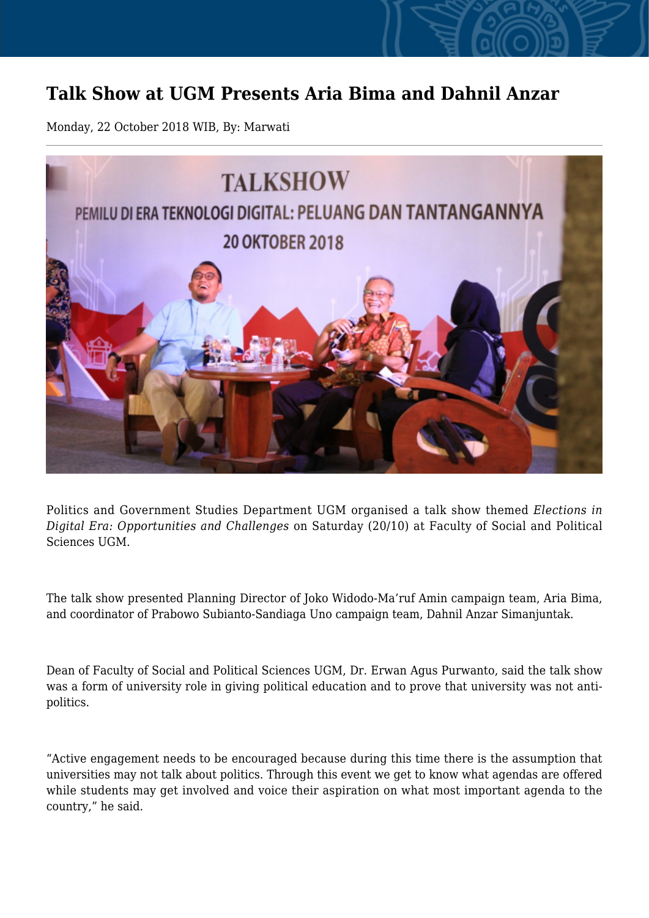# Talk Show at UGM Presents Aria Bima and Dahnil Anzar

Monday, 22 October 2018 WIB, By: Marwati

Politics and Government Studies Department UGM organised a talk show themed *Elections in Digital Era: Opportunities and Challenges* on Saturday (20/10) at Faculty of Social and Political Sciences UGM.

The talk show presented Planning Director of Joko Widodo-Ma'ruf Amin campaign team, Aria Bima, and coordinator of Prabowo Subianto-Sandiaga Uno campaign team, Dahnil Anzar Simanjuntak.

Dean of Faculty of Social and Political Sciences UGM, Dr. Erwan Agus Purwanto, said the talk show was a form of university role in giving political education and to prove that university was not anti-politics.

"Active engagement needs to be encouraged because during this time there is the assumption that universities may not talk about politics. Through this event we get to know what agendas are offered while students may get involved and voice their aspiration on what most important agenda to the country," he said.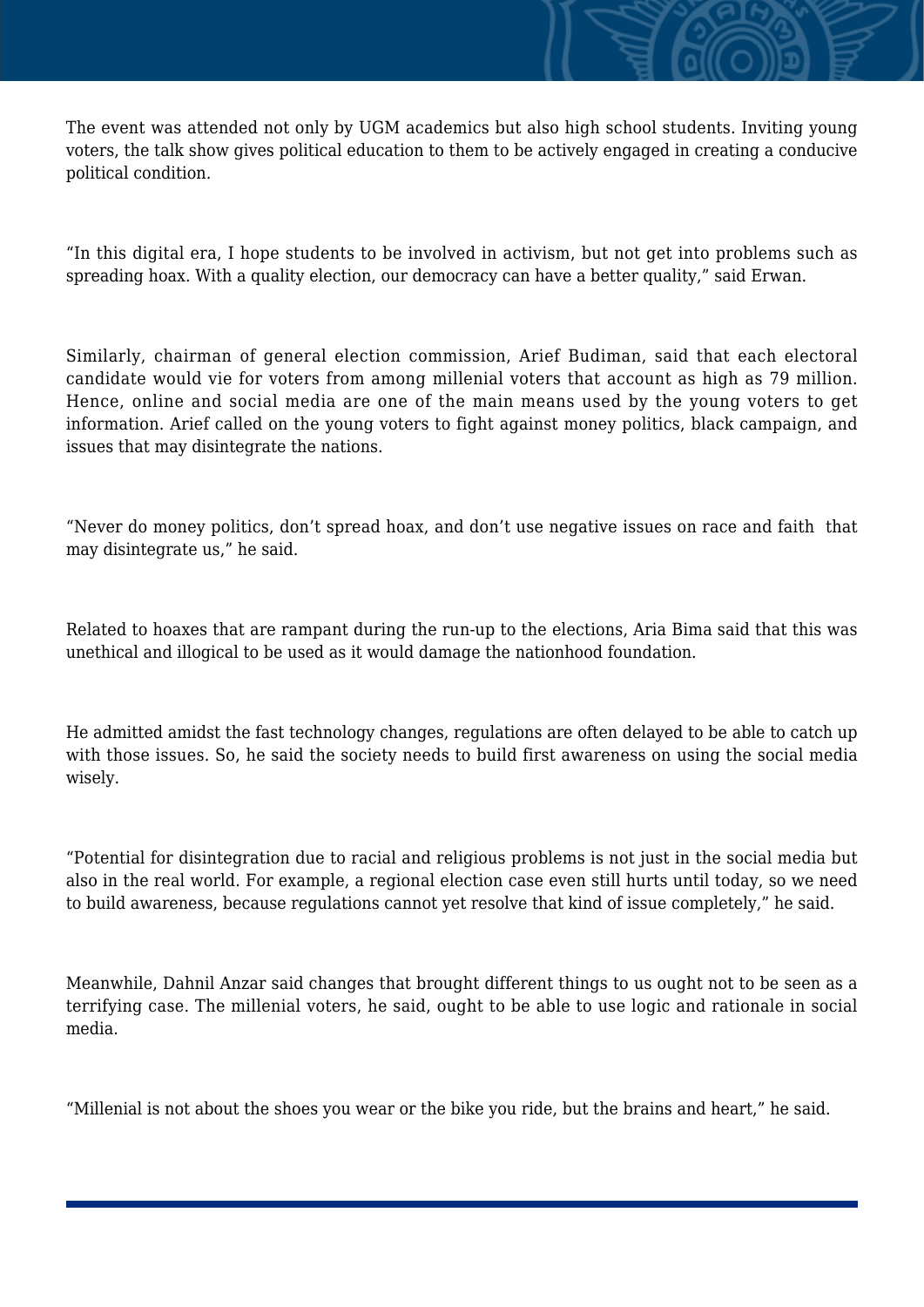The event was attended not only by UGM academics but also high school students. Inviting young voters, the talk show gives political education to them to be actively engaged in creating a conducive political condition.

"In this digital era, I hope students to be involved in activism, but not get into problems such as spreading hoax. With a quality election, our democracy can have a better quality," said Erwan.

Similarly, chairman of general election commission, Arief Budiman, said that each electoral candidate would vie for voters from among millenial voters that account as high as 79 million. Hence, online and social media are one of the main means used by the young voters to get information. Arief called on the young voters to fight against money politics, black campaign, and issues that may disintegrate the nations.

"Never do money politics, don't spread hoax, and don't use negative issues on race and faith that may disintegrate us," he said.

Related to hoaxes that are rampant during the run-up to the elections, Aria Bima said that this was unethical and illogical to be used as it would damage the nationhood foundation.

He admitted amidst the fast technology changes, regulations are often delayed to be able to catch up with those issues. So, he said the society needs to build first awareness on using the social media wisely.

"Potential for disintegration due to racial and religious problems is not just in the social media but also in the real world. For example, a regional election case even still hurts until today, so we need to build awareness, because regulations cannot yet resolve that kind of issue completely," he said.

Meanwhile, Dahnil Anzar said changes that brought different things to us ought not to be seen as a terrifying case. The millenial voters, he said, ought to be able to use logic and rationale in social media.

"Millenial is not about the shoes you wear or the bike you ride, but the brains and heart," he said.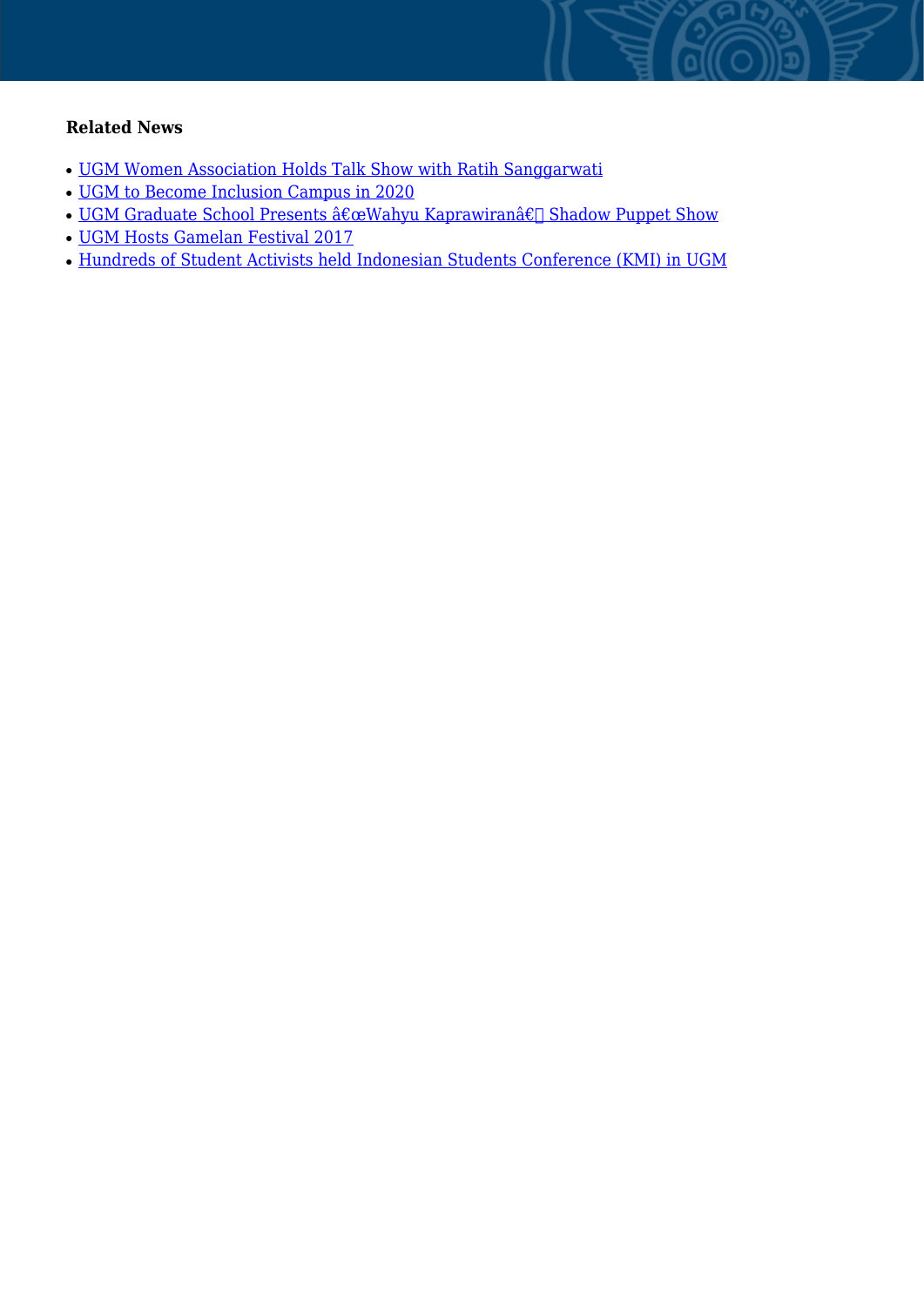### Related News

- UGM Women Association Holds Talk Show with Ratih Sanggarwati
- UGM to Become Inclusion Campus in 2020
- UGM Graduate School Presents â€œWahyu Kaprawiranâ€ Shadow Puppet Show
- UGM Hosts Gamelan Festival 2017
- Hundreds of Student Activists held Indonesian Students Conference (KMI) in UGM